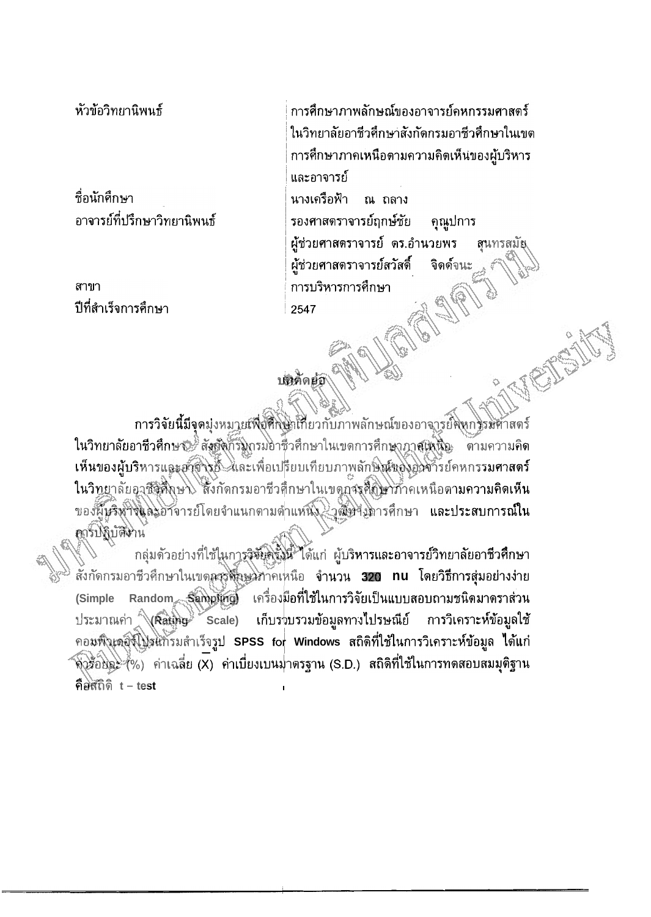| | |
|---|---|
| หัวข้อวิทยานิพนธ์ | การศึกษาภาพลักษณ์ของอาจารย์คหกรรมศาสตร์ในวิทยาลัยอาชีวศึกษาสังกัดกรมอาชีวศึกษาในเขตการศึกษาภาคเหนือตามความคิดเห็นของผู้บริหารและอาจารย์ |
| ชื่อนักศึกษา | นางเครือฟ้า ณ ถลาง |
| อาจารย์ที่ปรึกษาวิทยานิพนธ์ | รองศาสตราจารย์ฤกษ์ชัย คุณูปการ<br>ผู้ช่วยศาสตราจารย์ ดร.อำนวยพร สุนทรสมัย<br>ผู้ช่วยศาสตราจารย์สวัสดิ์ จิตต์จนะ |
| สาขา | การบริหารการศึกษา |
| ปีที่สำเร็จการศึกษา | 2547 |

## บทคัดย่อ

การวิจัยนี้มีจุดมุ่งหมายเพื่อศึกษาเกี่ยวกับภาพลักษณ์ของอาจารย์คหกรรมศาสตร์ในวิทยาลัยอาชีวศึกษา สังกัดกรมอาชีวศึกษาในเขตการศึกษาภาคเหนือ ตามความคิดเห็นของผู้บริหารและอาจารย์ และเพื่อเปรียบเทียบภาพลักษณ์ของอาจารย์คหกรรมศาสตร์ในวิทยาลัยอาชีวศึกษา สังกัดกรมอาชีวศึกษาในเขตการศึกษาภาคเหนือตามความคิดเห็นของผู้บริหารและอาจารย์โดยจำแนกตามตำแหน่ง วุฒิทางการศึกษา และประสบการณ์ในการปฏิบัติงาน

กลุ่มตัวอย่างที่ใช้ในการวิจัยครั้งนี้ ได้แก่ ผู้บริหารและอาจารย์วิทยาลัยอาชีวศึกษา สังกัดกรมอาชีวศึกษาในเขตการศึกษาภาคเหนือ จำนวน 320 คน โดยวิธีการสุ่มอย่างง่าย (Simple Random Sampling) เครื่องมือที่ใช้ในการวิจัยเป็นแบบสอบถามชนิดมาตราส่วนประมาณค่า (Rating Scale) เก็บรวบรวมข้อมูลทางไปรษณีย์ การวิเคราะห์ข้อมูลใช้คอมพิวเตอร์โปรแกรมสำเร็จรูป SPSS for Windows สถิติที่ใช้ในการวิเคราะห์ข้อมูล ได้แก่ ค่าร้อยละ (%) ค่าเฉลี่ย ($\bar{X}$) ค่าเบี่ยงเบนมาตรฐาน (S.D.) สถิติที่ใช้ในการทดสอบสมมุติฐาน คือสถิติ t – test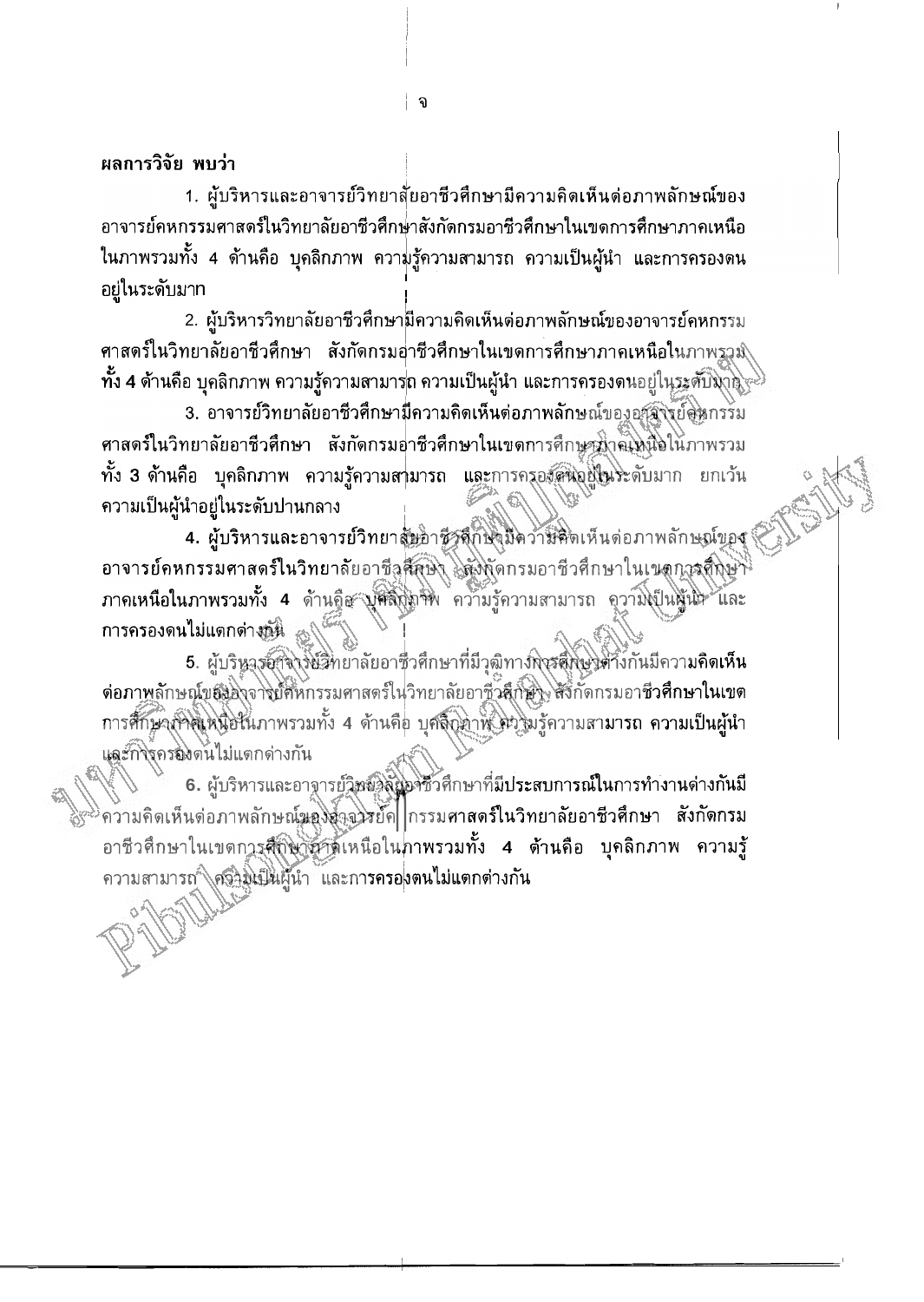**ผลการวิจัย พบว่า**

1. ผู้บริหารและอาจารย์วิทยาลัยอาชีวศึกษามีความคิดเห็นต่อภาพลักษณ์ของอาจารย์คหกรรมศาสตร์ในวิทยาลัยอาชีวศึกษาสังกัดกรมอาชีวศึกษาในเขตการศึกษาภาคเหนือในภาพรวมทั้ง 4 ด้านคือ บุคลิกภาพ ความรู้ความสามารถ ความเป็นผู้นำ และการครองตนอยู่ในระดับมาก

2. ผู้บริหารวิทยาลัยอาชีวศึกษามีความคิดเห็นต่อภาพลักษณ์ของอาจารย์คหกรรมศาสตร์ในวิทยาลัยอาชีวศึกษา สังกัดกรมอาชีวศึกษาในเขตการศึกษาภาคเหนือในภาพรวมทั้ง 4 ด้านคือ บุคลิกภาพ ความรู้ความสามารถ ความเป็นผู้นำ และการครองตนอยู่ในระดับมาก

3. อาจารย์วิทยาลัยอาชีวศึกษามีความคิดเห็นต่อภาพลักษณ์ของอาจารย์คหกรรมศาสตร์ในวิทยาลัยอาชีวศึกษา สังกัดกรมอาชีวศึกษาในเขตการศึกษาภาคเหนือในภาพรวมทั้ง 3 ด้านคือ บุคลิกภาพ ความรู้ความสามารถ และการครองตนอยู่ในระดับมาก ยกเว้นความเป็นผู้นำอยู่ในระดับปานกลาง

4. ผู้บริหารและอาจารย์วิทยาลัยอาชีวศึกษามีความคิดเห็นต่อภาพลักษณ์ของอาจารย์คหกรรมศาสตร์ในวิทยาลัยอาชีวศึกษา สังกัดกรมอาชีวศึกษาในเขตการศึกษาภาคเหนือในภาพรวมทั้ง 4 ด้านคือ บุคลิกภาพ ความรู้ความสามารถ ความเป็นผู้นำ และการครองตนไม่แตกต่างกัน

5. ผู้บริหารอาจารย์วิทยาลัยอาชีวศึกษาที่มีวุฒิทางการศึกษาต่างกันมีความคิดเห็นต่อภาพลักษณ์ของอาจารย์คหกรรมศาสตร์ในวิทยาลัยอาชีวศึกษา สังกัดกรมอาชีวศึกษาในเขตการศึกษาภาคเหนือในภาพรวมทั้ง 4 ด้านคือ บุคลิกภาพ ความรู้ความสามารถ ความเป็นผู้นำและการครองตนไม่แตกต่างกัน

6. ผู้บริหารและอาจารย์วิทยาลัยอาชีวศึกษาที่มีประสบการณ์ในการทำงานต่างกันมีความคิดเห็นต่อภาพลักษณ์ของอาจารย์คหกรรมศาสตร์ในวิทยาลัยอาชีวศึกษา สังกัดกรมอาชีวศึกษาในเขตการศึกษาภาคเหนือในภาพรวมทั้ง 4 ด้านคือ บุคลิกภาพ ความรู้ความสามารถ ความเป็นผู้นำ และการครองตนไม่แตกต่างกัน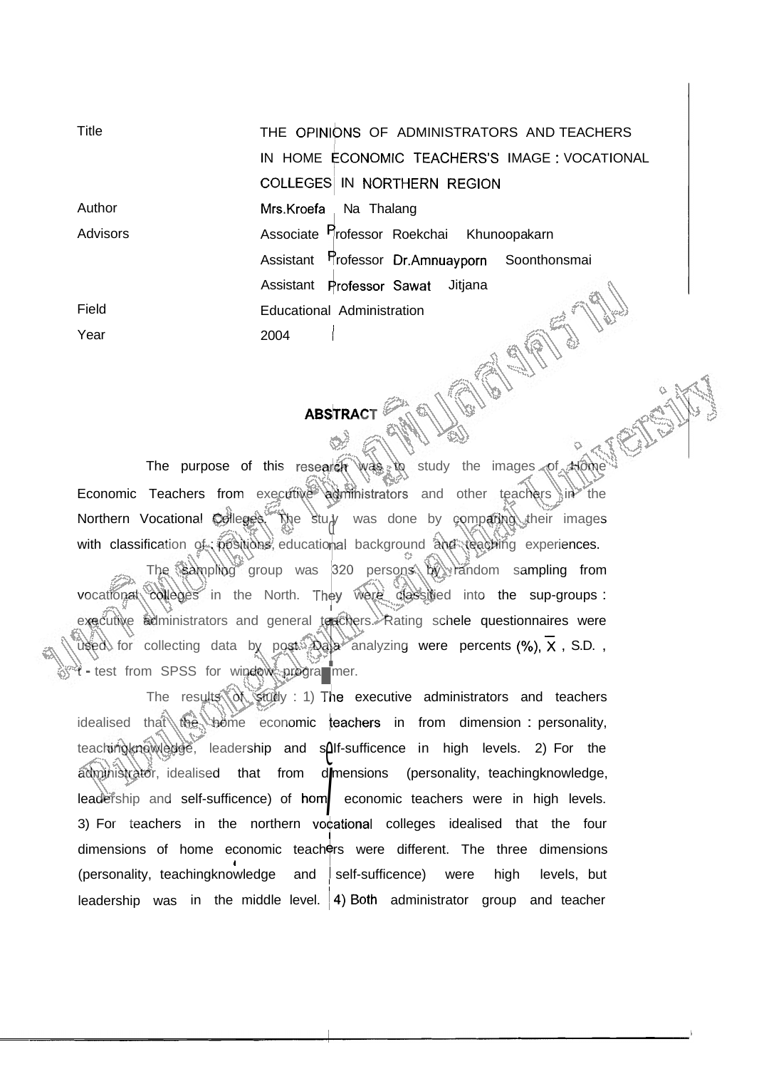| | |
|---|---|
| Title | THE OPINIONS OF ADMINISTRATORS AND TEACHERS IN HOME ECONOMIC TEACHERS'S IMAGE : VOCATIONAL COLLEGES IN NORTHERN REGION |
| Author | Mrs.Kroefa Na Thalang |
| Advisors | Associate Professor Roekchai Khunoopakarn |
| | Assistant Professor Dr.Amnuayporn Soonthonsmai |
| | Assistant Professor Sawat Jitjana |
| Field | Educational Administration |
| Year | 2004 |

## ABSTRACT

The purpose of this research was to study the images of Home Economic Teachers from executive administrators and other teachers in the Northern Vocational Colleges. The study was done by comparing their images with classification of : positions, educational background and teaching experiences.

The sampling group was 320 persons by random sampling from vocational colleges in the North. They were classified into the sup-groups : executive administrators and general teachers. Rating schele questionnaires were used for collecting data by post. Data analyzing were percents (%), $\overline{X}$ , S.D. , t - test from SPSS for window programmer.

The results of study : 1) The executive administrators and teachers idealised that the home economic teachers in from dimension : personality, teachingknowledge, leadership and self-sufficence in high levels. 2) For the administrator, idealised that from dimensions (personality, teachingknowledge, leadership and self-sufficence) of home economic teachers were in high levels. 3) For teachers in the northern vocational colleges idealised that the four dimensions of home economic teachers were different. The three dimensions (personality, teachingknowledge and self-sufficence) were high levels, but leadership was in the middle level. 4) Both administrator group and teacher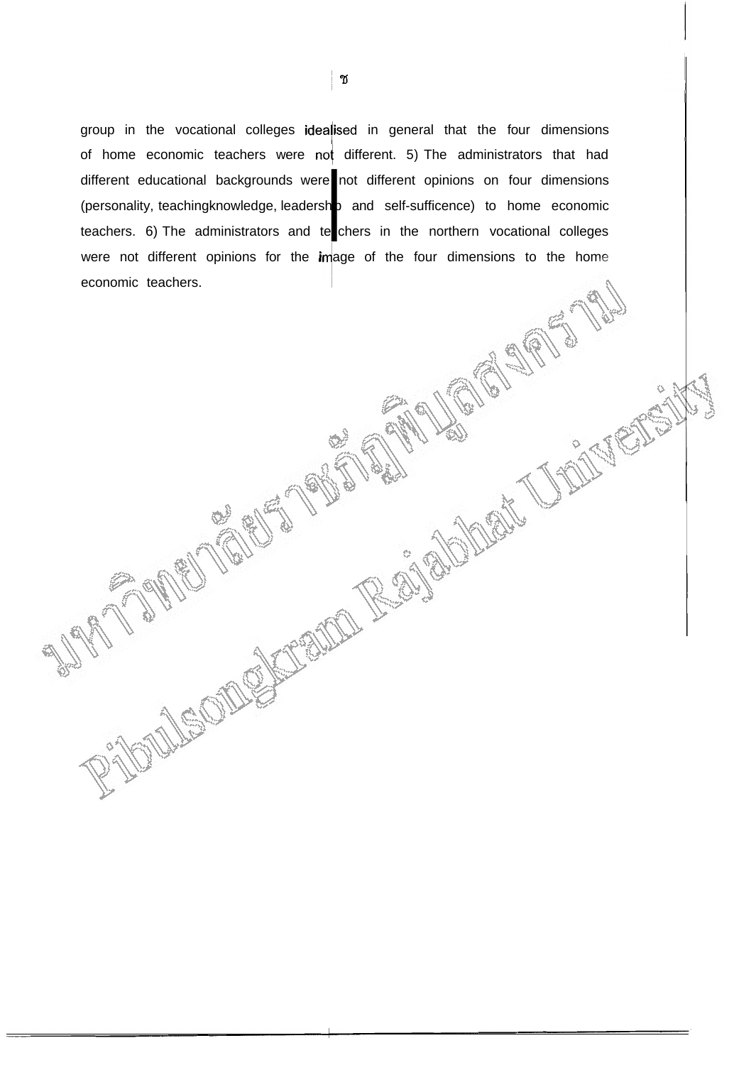group in the vocational colleges idealised in general that the four dimensions of home economic teachers were not different. 5) The administrators that had different educational backgrounds were not different opinions on four dimensions (personality, teachingknowledge, leadership and self-sufficence) to home economic teachers. 6) The administrators and teachers in the northern vocational colleges were not different opinions for the image of the four dimensions to the home economic teachers.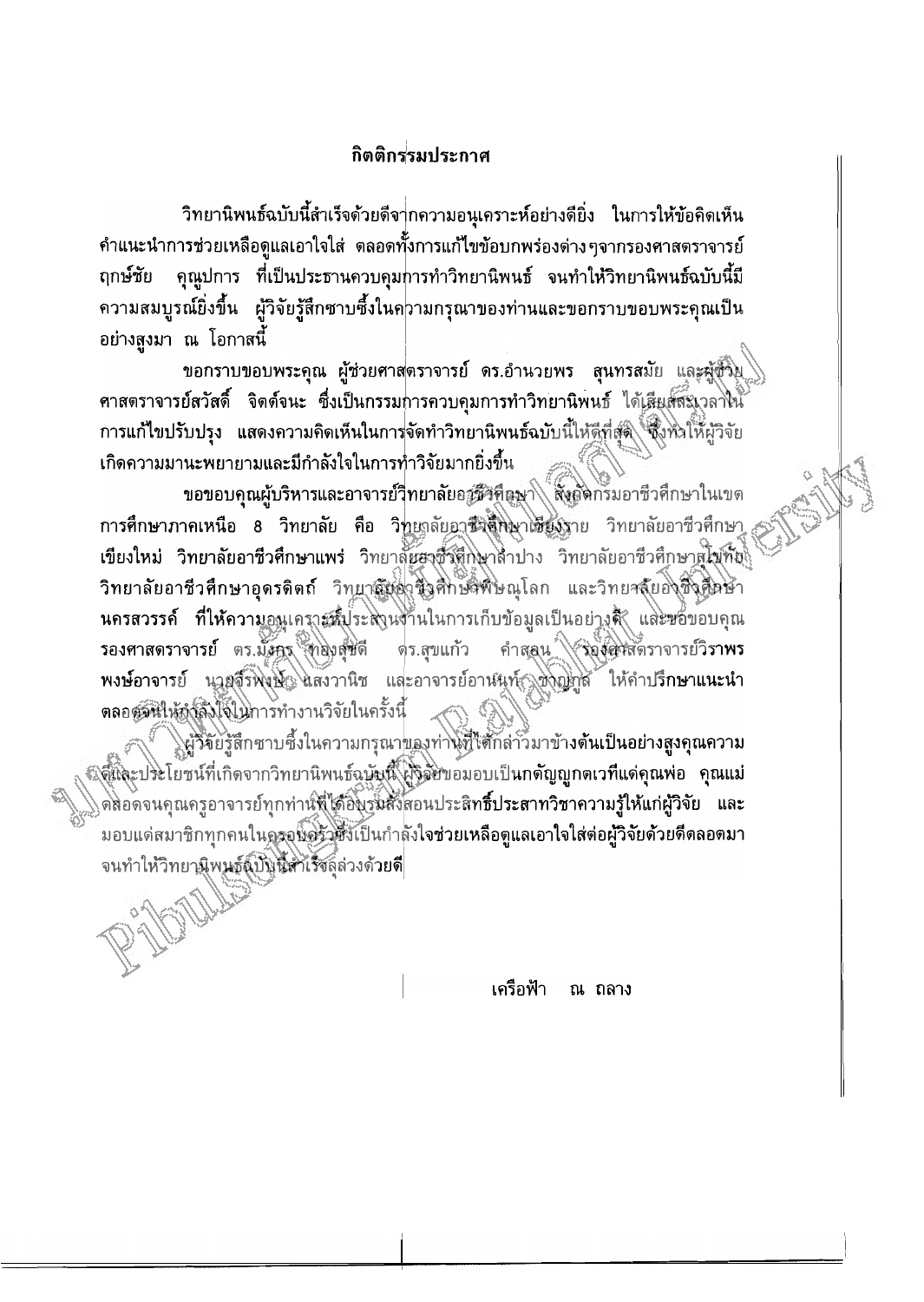## กิตติกรรมประกาศ

วิทยานิพนธ์ฉบับนี้สำเร็จด้วยดีจากความอนุเคราะห์อย่างดียิ่ง ในการให้ข้อคิดเห็น คำแนะนำการช่วยเหลือดูแลเอาใจใส่ ตลอดทั้งการแก้ไขข้อบกพร่องต่างๆจากรองศาสตราจารย์ฤกษ์ชัย คุณูปการ ที่เป็นประธานควบคุมการทำวิทยานิพนธ์ จนทำให้วิทยานิพนธ์ฉบับนี้มีความสมบูรณ์ยิ่งขึ้น ผู้วิจัยรู้สึกซาบซึ้งในความกรุณาของท่านและขอกราบขอบพระคุณเป็นอย่างสูงมา ณ โอกาสนี้

ขอกราบขอบพระคุณ ผู้ช่วยศาสตราจารย์ ดร.อำนวยพร สุนทรสมัย และผู้ช่วยศาสตราจารย์สวัสดิ์ จิตต์จนะ ซึ่งเป็นกรรมการควบคุมการทำวิทยานิพนธ์ ได้เสียสละเวลาในการแก้ไขปรับปรุง แสดงความคิดเห็นในการจัดทำวิทยานิพนธ์ฉบับนี้ให้ดีที่สุด ซึ่งทำให้ผู้วิจัยเกิดความมานะพยายามและมีกำลังใจในการทำวิจัยมากยิ่งขึ้น

ขอขอบคุณผู้บริหารและอาจารย์วิทยาลัยอาชีวศึกษา สังกัดกรมอาชีวศึกษาในเขตการศึกษาภาคเหนือ 8 วิทยาลัย คือ วิทยาลัยอาชีวศึกษาเชียงราย วิทยาลัยอาชีวศึกษาเชียงใหม่ วิทยาลัยอาชีวศึกษาแพร่ วิทยาลัยอาชีวศึกษาลำปาง วิทยาลัยอาชีวศึกษาสุโขทัย วิทยาลัยอาชีวศึกษาอุตรดิตถ์ วิทยาลัยอาชีวศึกษาพิษณุโลก และวิทยาลัยอาชีวศึกษานครสวรรค์ ที่ให้ความอนุเคราะห์ประสานงานในการเก็บข้อมูลเป็นอย่างดี และขอขอบคุณรองศาสตราจารย์ ดร.มังกร ทองสุขดี ดร.สุขแก้ว คำสอน รองศาสตราจารย์วิราพร พงษ์อาจารย์ นายจีรพงษ์ แสงวานิช และอาจารย์อานนท์ ชาญกูล ให้คำปรึกษาแนะนำตลอดจนให้กำลังใจในการทำงานวิจัยในครั้งนี้

ผู้วิจัยรู้สึกซาบซึ้งในความกรุณาของท่านที่ได้กล่าวมาข้างต้นเป็นอย่างสูงคุณความดีและประโยชน์ที่เกิดจากวิทยานิพนธ์ฉบับนี้ ผู้วิจัยขอมอบเป็นกตัญญูกตเวทีแด่คุณพ่อ คุณแม่ ตลอดจนคุณครูอาจารย์ทุกท่านที่ได้อบรมสั่งสอนประสิทธิ์ประสาทวิชาความรู้ให้แก่ผู้วิจัย และมอบแด่สมาชิกทุกคนในครอบครัวซึ่งเป็นกำลังใจช่วยเหลือดูแลเอาใจใส่ต่อผู้วิจัยด้วยดีตลอดมาจนทำให้วิทยานิพนธ์ฉบับนี้สำเร็จลุล่วงด้วยดี

เครือฟ้า ณ ถลาง